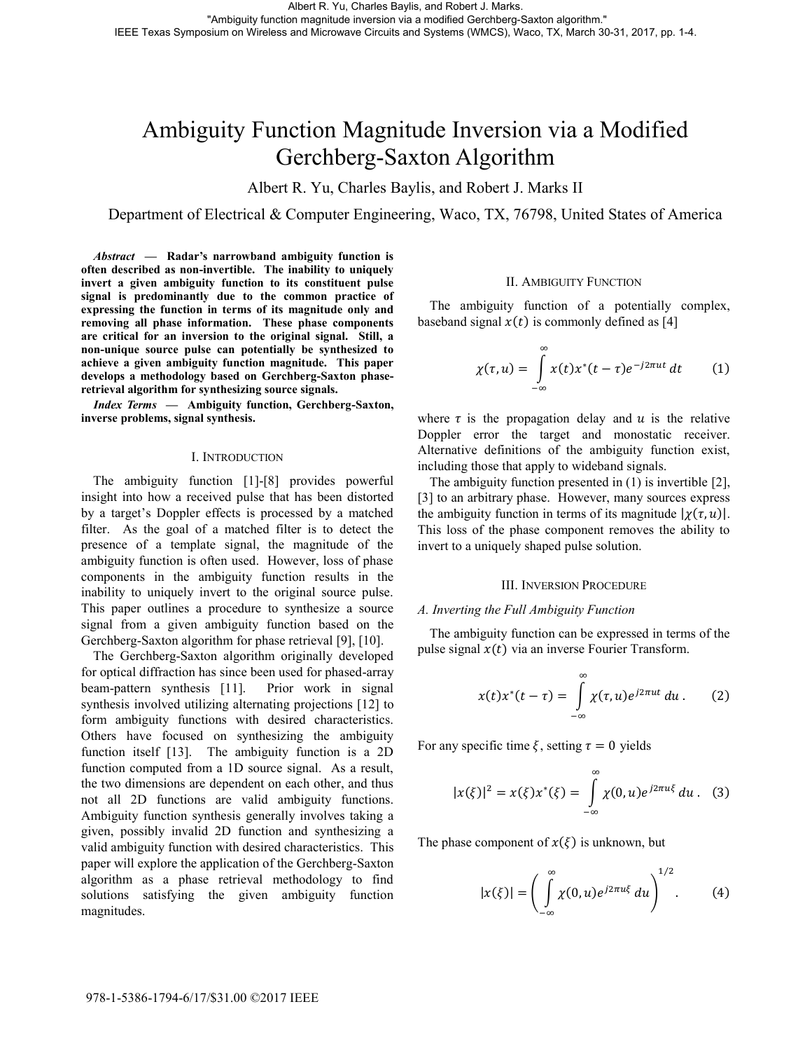Albert R. Yu, Charles Baylis, and Robert J. Marks.
"Ambiguity function magnitude inversion via a modified Gerchberg-Saxton algorithm."
IEEE Texas Symposium on Wireless and Microwave Circuits and Systems (WMCS), Waco, TX, March 30-31, 2017, pp. 1-4.

# Ambiguity Function Magnitude Inversion via a Modified Gerchberg-Saxton Algorithm

Albert R. Yu, Charles Baylis, and Robert J. Marks II

Department of Electrical & Computer Engineering, Waco, TX, 76798, United States of America

***Abstract* — Radar's narrowband ambiguity function is often described as non-invertible. The inability to uniquely invert a given ambiguity function to its constituent pulse signal is predominantly due to the common practice of expressing the function in terms of its magnitude only and removing all phase information. These phase components are critical for an inversion to the original signal. Still, a non-unique source pulse can potentially be synthesized to achieve a given ambiguity function magnitude. This paper develops a methodology based on Gerchberg-Saxton phase-retrieval algorithm for synthesizing source signals.**

***Index Terms* — Ambiguity function, Gerchberg-Saxton, inverse problems, signal synthesis.**

## I. Introduction

The ambiguity function [1]-[8] provides powerful insight into how a received pulse that has been distorted by a target's Doppler effects is processed by a matched filter. As the goal of a matched filter is to detect the presence of a template signal, the magnitude of the ambiguity function is often used. However, loss of phase components in the ambiguity function results in the inability to uniquely invert to the original source pulse. This paper outlines a procedure to synthesize a source signal from a given ambiguity function based on the Gerchberg-Saxton algorithm for phase retrieval [9], [10].

The Gerchberg-Saxton algorithm originally developed for optical diffraction has since been used for phased-array beam-pattern synthesis [11]. Prior work in signal synthesis involved utilizing alternating projections [12] to form ambiguity functions with desired characteristics. Others have focused on synthesizing the ambiguity function itself [13]. The ambiguity function is a 2D function computed from a 1D source signal. As a result, the two dimensions are dependent on each other, and thus not all 2D functions are valid ambiguity functions. Ambiguity function synthesis generally involves taking a given, possibly invalid 2D function and synthesizing a valid ambiguity function with desired characteristics. This paper will explore the application of the Gerchberg-Saxton algorithm as a phase retrieval methodology to find solutions satisfying the given ambiguity function magnitudes.

## II. Ambiguity Function

The ambiguity function of a potentially complex, baseband signal $x(t)$ is commonly defined as [4]

$$\chi(\tau, u) = \int_{-\infty}^{\infty} x(t)x^*(t-\tau)e^{-j2\pi ut}\,dt \qquad (1)$$

where $\tau$ is the propagation delay and $u$ is the relative Doppler error the target and monostatic receiver. Alternative definitions of the ambiguity function exist, including those that apply to wideband signals.

The ambiguity function presented in (1) is invertible [2], [3] to an arbitrary phase. However, many sources express the ambiguity function in terms of its magnitude $|\chi(\tau, u)|$. This loss of the phase component removes the ability to invert to a uniquely shaped pulse solution.

## III. Inversion Procedure

### *A. Inverting the Full Ambiguity Function*

The ambiguity function can be expressed in terms of the pulse signal $x(t)$ via an inverse Fourier Transform.

$$x(t)x^*(t-\tau) = \int_{-\infty}^{\infty} \chi(\tau, u)e^{j2\pi ut}\,du\,. \qquad (2)$$

For any specific time $\xi$, setting $\tau = 0$ yields

$$|x(\xi)|^2 = x(\xi)x^*(\xi) = \int_{-\infty}^{\infty} \chi(0, u)e^{j2\pi u\xi}\,du\,. \quad (3)$$

The phase component of $x(\xi)$ is unknown, but

$$|x(\xi)| = \left( \int_{-\infty}^{\infty} \chi(0, u)e^{j2\pi u\xi}\,du \right)^{1/2}. \qquad (4)$$

978-1-5386-1794-6/17/$31.00 ©2017 IEEE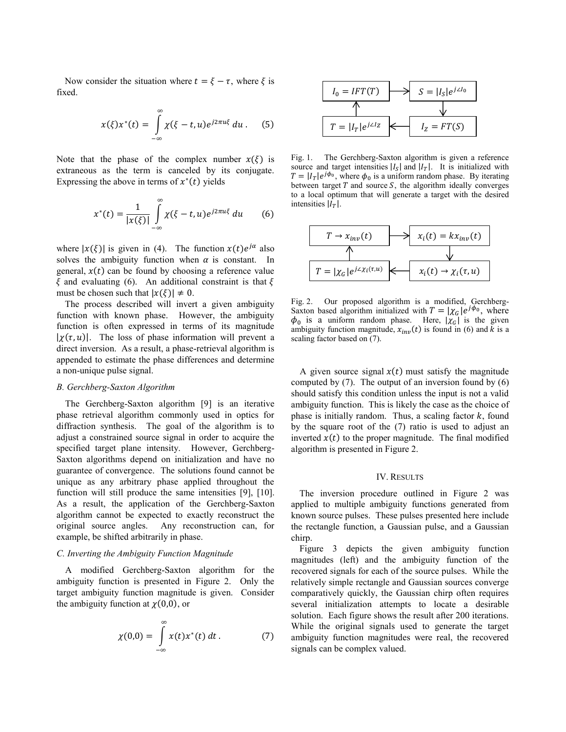Now consider the situation where $t = \xi - \tau$, where $\xi$ is fixed.

$$x(\xi)x^*(t) = \int_{-\infty}^{\infty} \chi(\xi - t, u) e^{j2\pi u\xi} \, du \,. \quad (5)$$

Note that the phase of the complex number $x(\xi)$ is extraneous as the term is canceled by its conjugate. Expressing the above in terms of $x^*(t)$ yields

$$x^*(t) = \frac{1}{|x(\xi)|} \int_{-\infty}^{\infty} \chi(\xi - t, u) e^{j2\pi u\xi} \, du \quad (6)$$

where $|x(\xi)|$ is given in (4). The function $x(t)e^{j\alpha}$ also solves the ambiguity function when $\alpha$ is constant. In general, $x(t)$ can be found by choosing a reference value $\xi$ and evaluating (6). An additional constraint is that $\xi$ must be chosen such that $|x(\xi)| \neq 0$.

The process described will invert a given ambiguity function with known phase. However, the ambiguity function is often expressed in terms of its magnitude $|\chi(\tau, u)|$. The loss of phase information will prevent a direct inversion. As a result, a phase-retrieval algorithm is appended to estimate the phase differences and determine a non-unique pulse signal.

### B. Gerchberg-Saxton Algorithm

The Gerchberg-Saxton algorithm [9] is an iterative phase retrieval algorithm commonly used in optics for diffraction synthesis. The goal of the algorithm is to adjust a constrained source signal in order to acquire the specified target plane intensity. However, Gerchberg-Saxton algorithms depend on initialization and have no guarantee of convergence. The solutions found cannot be unique as any arbitrary phase applied throughout the function will still produce the same intensities [9], [10]. As a result, the application of the Gerchberg-Saxton algorithm cannot be expected to exactly reconstruct the original source angles. Any reconstruction can, for example, be shifted arbitrarily in phase.

### C. Inverting the Ambiguity Function Magnitude

A modified Gerchberg-Saxton algorithm for the ambiguity function is presented in Figure 2. Only the target ambiguity function magnitude is given. Consider the ambiguity function at $\chi(0,0)$, or

$$\chi(0,0) = \int_{-\infty}^{\infty} x(t)x^*(t) \, dt \,. \quad (7)$$

$I_0 = IFT(T)$ → $S = |I_S|e^{j\angle I_0}$ → $I_Z = FT(S)$ → $T = |I_T|e^{j\angle I_Z}$ → $I_0 = IFT(T)$

Fig. 1. The Gerchberg-Saxton algorithm is given a reference source and target intensities $|I_S|$ and $|I_T|$. It is initialized with $T = |I_T|e^{j\phi_0}$, where $\phi_0$ is a uniform random phase. By iterating between target $T$ and source $S$, the algorithm ideally converges to a local optimum that will generate a target with the desired intensities $|I_T|$.

$T \to x_{inv}(t)$ → $x_i(t) = kx_{inv}(t)$ → $x_i(t) \to \chi_i(\tau, u)$ → $T = |\chi_G|e^{j\angle\chi_i(\tau,u)}$ → $T \to x_{inv}(t)$

Fig. 2. Our proposed algorithm is a modified, Gerchberg-Saxton based algorithm initialized with $T = |\chi_G|e^{j\phi_0}$, where $\phi_0$ is a uniform random phase. Here, $|\chi_G|$ is the given ambiguity function magnitude, $x_{inv}(t)$ is found in (6) and $k$ is a scaling factor based on (7).

A given source signal $x(t)$ must satisfy the magnitude computed by (7). The output of an inversion found by (6) should satisfy this condition unless the input is not a valid ambiguity function. This is likely the case as the choice of phase is initially random. Thus, a scaling factor $k$, found by the square root of the (7) ratio is used to adjust an inverted $x(t)$ to the proper magnitude. The final modified algorithm is presented in Figure 2.

## IV. Results

The inversion procedure outlined in Figure 2 was applied to multiple ambiguity functions generated from known source pulses. These pulses presented here include the rectangle function, a Gaussian pulse, and a Gaussian chirp.

Figure 3 depicts the given ambiguity function magnitudes (left) and the ambiguity function of the recovered signals for each of the source pulses. While the relatively simple rectangle and Gaussian sources converge comparatively quickly, the Gaussian chirp often requires several initialization attempts to locate a desirable solution. Each figure shows the result after 200 iterations. While the original signals used to generate the target ambiguity function magnitudes were real, the recovered signals can be complex valued.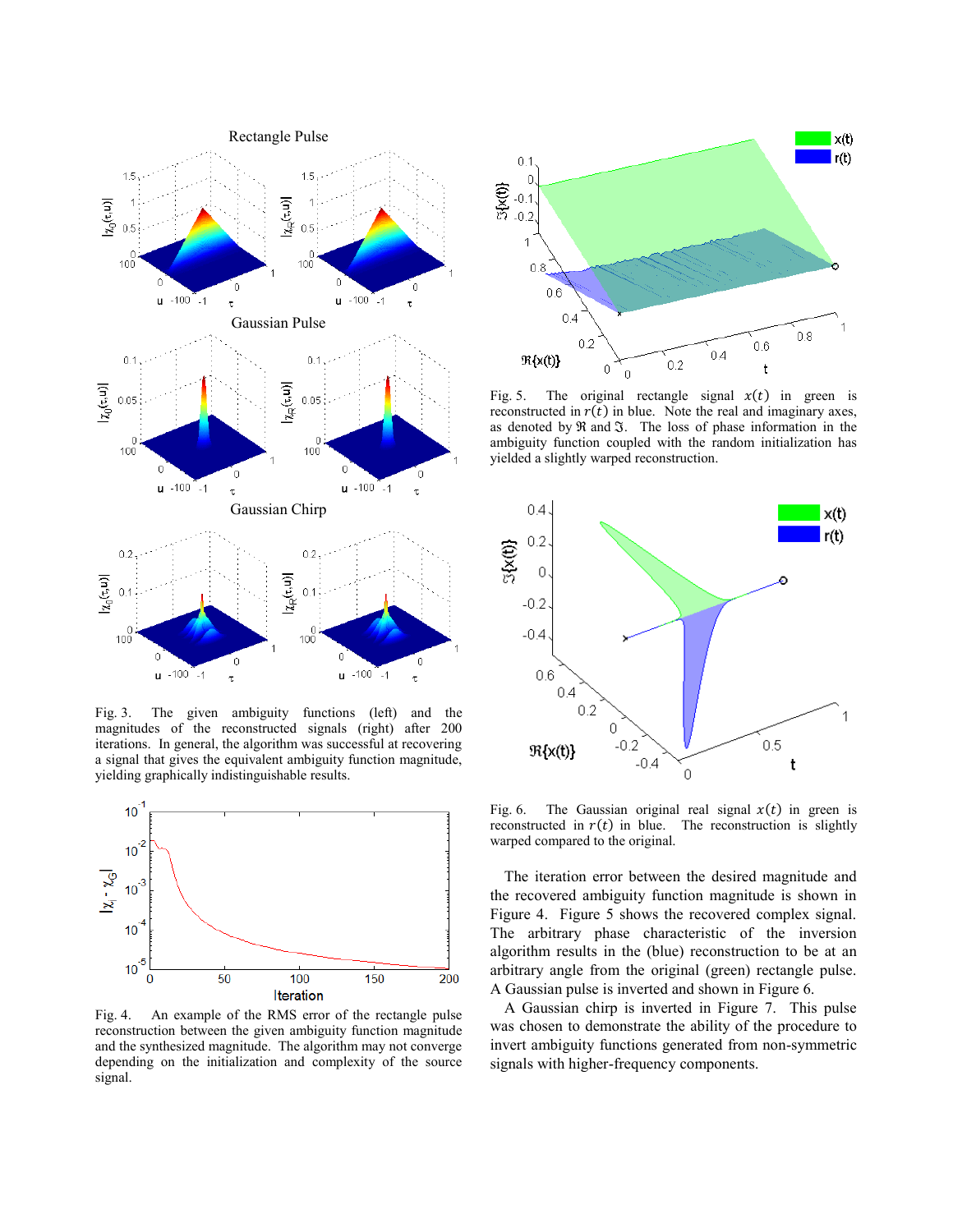Fig. 3. The given ambiguity functions (left) and the magnitudes of the reconstructed signals (right) after 200 iterations. In general, the algorithm was successful at recovering a signal that gives the equivalent ambiguity function magnitude, yielding graphically indistinguishable results.

Fig. 4. An example of the RMS error of the rectangle pulse reconstruction between the given ambiguity function magnitude and the synthesized magnitude. The algorithm may not converge depending on the initialization and complexity of the source signal.

Fig. 5. The original rectangle signal $x(t)$ in green is reconstructed in $r(t)$ in blue. Note the real and imaginary axes, as denoted by $\Re$ and $\Im$. The loss of phase information in the ambiguity function coupled with the random initialization has yielded a slightly warped reconstruction.

Fig. 6. The Gaussian original real signal $x(t)$ in green is reconstructed in $r(t)$ in blue. The reconstruction is slightly warped compared to the original.

The iteration error between the desired magnitude and the recovered ambiguity function magnitude is shown in Figure 4. Figure 5 shows the recovered complex signal. The arbitrary phase characteristic of the inversion algorithm results in the (blue) reconstruction to be at an arbitrary angle from the original (green) rectangle pulse. A Gaussian pulse is inverted and shown in Figure 6.

A Gaussian chirp is inverted in Figure 7. This pulse was chosen to demonstrate the ability of the procedure to invert ambiguity functions generated from non-symmetric signals with higher-frequency components.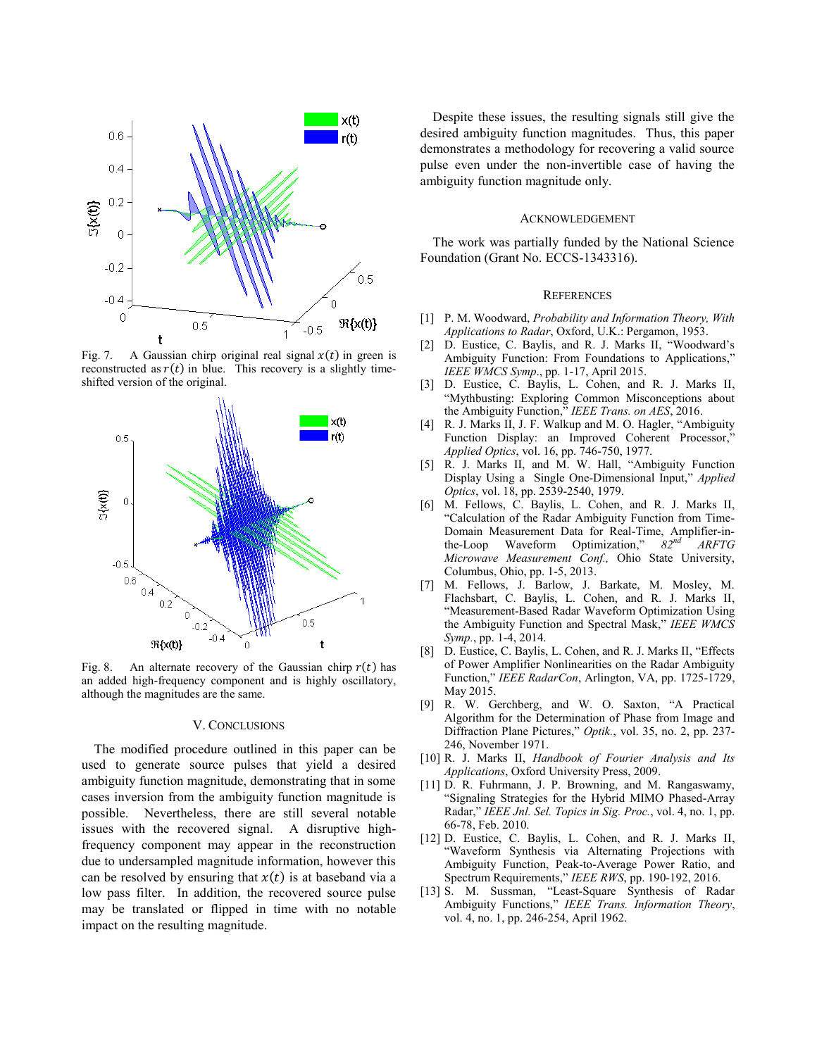x(t)
r(t)
0.6
0.4
0.2
0
-0.2
-0.4
$\Im\{x(t)\}$
0
0.5
1
t
-0.5
0
0.5
$\Re\{x(t)\}$

Fig. 7. A Gaussian chirp original real signal $x(t)$ in green is reconstructed as $r(t)$ in blue. This recovery is a slightly time-shifted version of the original.

x(t)
r(t)
0.5
0
-0.5
$\Im\{x(t)\}$
0.6
0.4
0.2
0
-0.2
-0.4
$\Re\{x(t)\}$
0
0.5
1
t

Fig. 8. An alternate recovery of the Gaussian chirp $r(t)$ has an added high-frequency component and is highly oscillatory, although the magnitudes are the same.

## V. Conclusions

The modified procedure outlined in this paper can be used to generate source pulses that yield a desired ambiguity function magnitude, demonstrating that in some cases inversion from the ambiguity function magnitude is possible. Nevertheless, there are still several notable issues with the recovered signal. A disruptive high-frequency component may appear in the reconstruction due to undersampled magnitude information, however this can be resolved by ensuring that $x(t)$ is at baseband via a low pass filter. In addition, the recovered source pulse may be translated or flipped in time with no notable impact on the resulting magnitude.

Despite these issues, the resulting signals still give the desired ambiguity function magnitudes. Thus, this paper demonstrates a methodology for recovering a valid source pulse even under the non-invertible case of having the ambiguity function magnitude only.

## Acknowledgement

The work was partially funded by the National Science Foundation (Grant No. ECCS-1343316).

## References

[1] P. M. Woodward, *Probability and Information Theory, With Applications to Radar*, Oxford, U.K.: Pergamon, 1953.

[2] D. Eustice, C. Baylis, and R. J. Marks II, "Woodward's Ambiguity Function: From Foundations to Applications," *IEEE WMCS Symp*., pp. 1-17, April 2015.

[3] D. Eustice, C. Baylis, L. Cohen, and R. J. Marks II, "Mythbusting: Exploring Common Misconceptions about the Ambiguity Function," *IEEE Trans. on AES*, 2016.

[4] R. J. Marks II, J. F. Walkup and M. O. Hagler, "Ambiguity Function Display: an Improved Coherent Processor," *Applied Optics*, vol. 16, pp. 746-750, 1977.

[5] R. J. Marks II, and M. W. Hall, "Ambiguity Function Display Using a Single One-Dimensional Input," *Applied Optics*, vol. 18, pp. 2539-2540, 1979.

[6] M. Fellows, C. Baylis, L. Cohen, and R. J. Marks II, "Calculation of the Radar Ambiguity Function from Time-Domain Measurement Data for Real-Time, Amplifier-in-the-Loop Waveform Optimization," *82nd ARFTG Microwave Measurement Conf.,* Ohio State University, Columbus, Ohio, pp. 1-5, 2013.

[7] M. Fellows, J. Barlow, J. Barkate, M. Mosley, M. Flachsbart, C. Baylis, L. Cohen, and R. J. Marks II, "Measurement-Based Radar Waveform Optimization Using the Ambiguity Function and Spectral Mask," *IEEE WMCS Symp.*, pp. 1-4, 2014.

[8] D. Eustice, C. Baylis, L. Cohen, and R. J. Marks II, "Effects of Power Amplifier Nonlinearities on the Radar Ambiguity Function," *IEEE RadarCon*, Arlington, VA, pp. 1725-1729, May 2015.

[9] R. W. Gerchberg, and W. O. Saxton, "A Practical Algorithm for the Determination of Phase from Image and Diffraction Plane Pictures," *Optik.*, vol. 35, no. 2, pp. 237-246, November 1971.

[10] R. J. Marks II, *Handbook of Fourier Analysis and Its Applications*, Oxford University Press, 2009.

[11] D. R. Fuhrmann, J. P. Browning, and M. Rangaswamy, "Signaling Strategies for the Hybrid MIMO Phased-Array Radar," *IEEE Jnl. Sel. Topics in Sig. Proc.*, vol. 4, no. 1, pp. 66-78, Feb. 2010.

[12] D. Eustice, C. Baylis, L. Cohen, and R. J. Marks II, "Waveform Synthesis via Alternating Projections with Ambiguity Function, Peak-to-Average Power Ratio, and Spectrum Requirements," *IEEE RWS*, pp. 190-192, 2016.

[13] S. M. Sussman, "Least-Square Synthesis of Radar Ambiguity Functions," *IEEE Trans. Information Theory*, vol. 4, no. 1, pp. 246-254, April 1962.